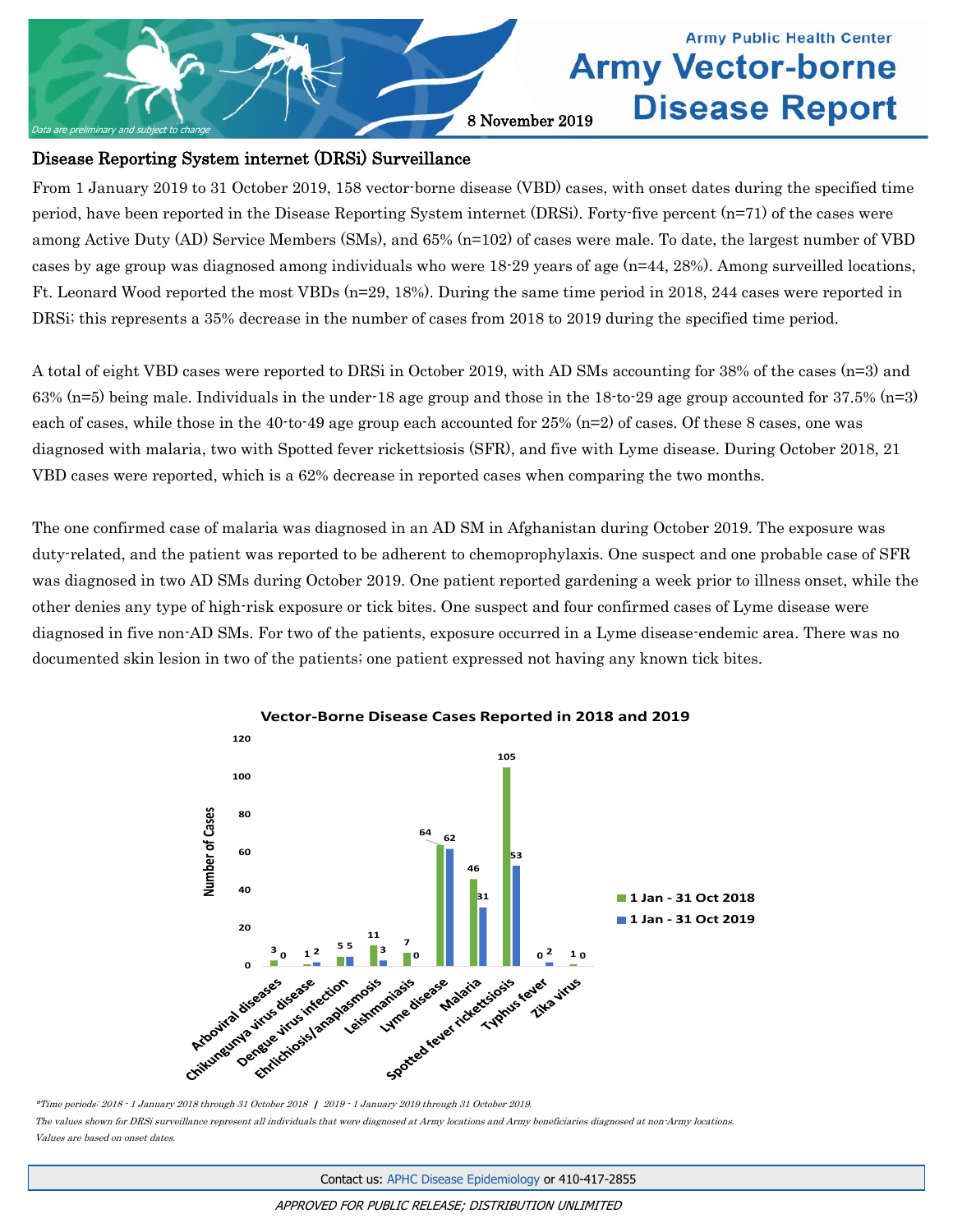Army Public Health Center

# Army Vector-borne Disease Report

8 November 2019

*Data are preliminary and subject to change*

## Disease Reporting System internet (DRSi) Surveillance

From 1 January 2019 to 31 October 2019, 158 vector-borne disease (VBD) cases, with onset dates during the specified time period, have been reported in the Disease Reporting System internet (DRSi). Forty-five percent (n=71) of the cases were among Active Duty (AD) Service Members (SMs), and 65% (n=102) of cases were male. To date, the largest number of VBD cases by age group was diagnosed among individuals who were 18-29 years of age (n=44, 28%). Among surveilled locations, Ft. Leonard Wood reported the most VBDs (n=29, 18%). During the same time period in 2018, 244 cases were reported in DRSi; this represents a 35% decrease in the number of cases from 2018 to 2019 during the specified time period.

A total of eight VBD cases were reported to DRSi in October 2019, with AD SMs accounting for 38% of the cases (n=3) and 63% (n=5) being male. Individuals in the under-18 age group and those in the 18-to-29 age group accounted for 37.5% (n=3) each of cases, while those in the 40-to-49 age group each accounted for 25% (n=2) of cases. Of these 8 cases, one was diagnosed with malaria, two with Spotted fever rickettsiosis (SFR), and five with Lyme disease. During October 2018, 21 VBD cases were reported, which is a 62% decrease in reported cases when comparing the two months.

The one confirmed case of malaria was diagnosed in an AD SM in Afghanistan during October 2019. The exposure was duty-related, and the patient was reported to be adherent to chemoprophylaxis. One suspect and one probable case of SFR was diagnosed in two AD SMs during October 2019. One patient reported gardening a week prior to illness onset, while the other denies any type of high-risk exposure or tick bites. One suspect and four confirmed cases of Lyme disease were diagnosed in five non-AD SMs. For two of the patients, exposure occurred in a Lyme disease-endemic area. There was no documented skin lesion in two of the patients; one patient expressed not having any known tick bites.

**Vector-Borne Disease Cases Reported in 2018 and 2019**

| Disease | 1 Jan - 31 Oct 2018 | 1 Jan - 31 Oct 2019 |
|---|---|---|
| Arboviral diseases | 3 | 0 |
| Chikungunya virus disease | 1 | 2 |
| Dengue virus infection | 5 | 5 |
| Ehrlichiosis/anaplasmosis | 11 | 3 |
| Leishmaniasis | 7 | 0 |
| Lyme disease | 64 | 62 |
| Malaria | 46 | 31 |
| Spotted fever rickettsiosis | 105 | 53 |
| Typhus fever | 0 | 2 |
| Zika virus | 1 | 0 |

*\*Time periods: 2018 - 1 January 2018 through 31 October 2018 / 2019 - 1 January 2019 through 31 October 2019.*
*The values shown for DRSi surveillance represent all individuals that were diagnosed at Army locations and Army beneficiaries diagnosed at non-Army locations.*
*Values are based on onset dates.*

Contact us: APHC Disease Epidemiology or 410-417-2855

*APPROVED FOR PUBLIC RELEASE; DISTRIBUTION UNLIMITED*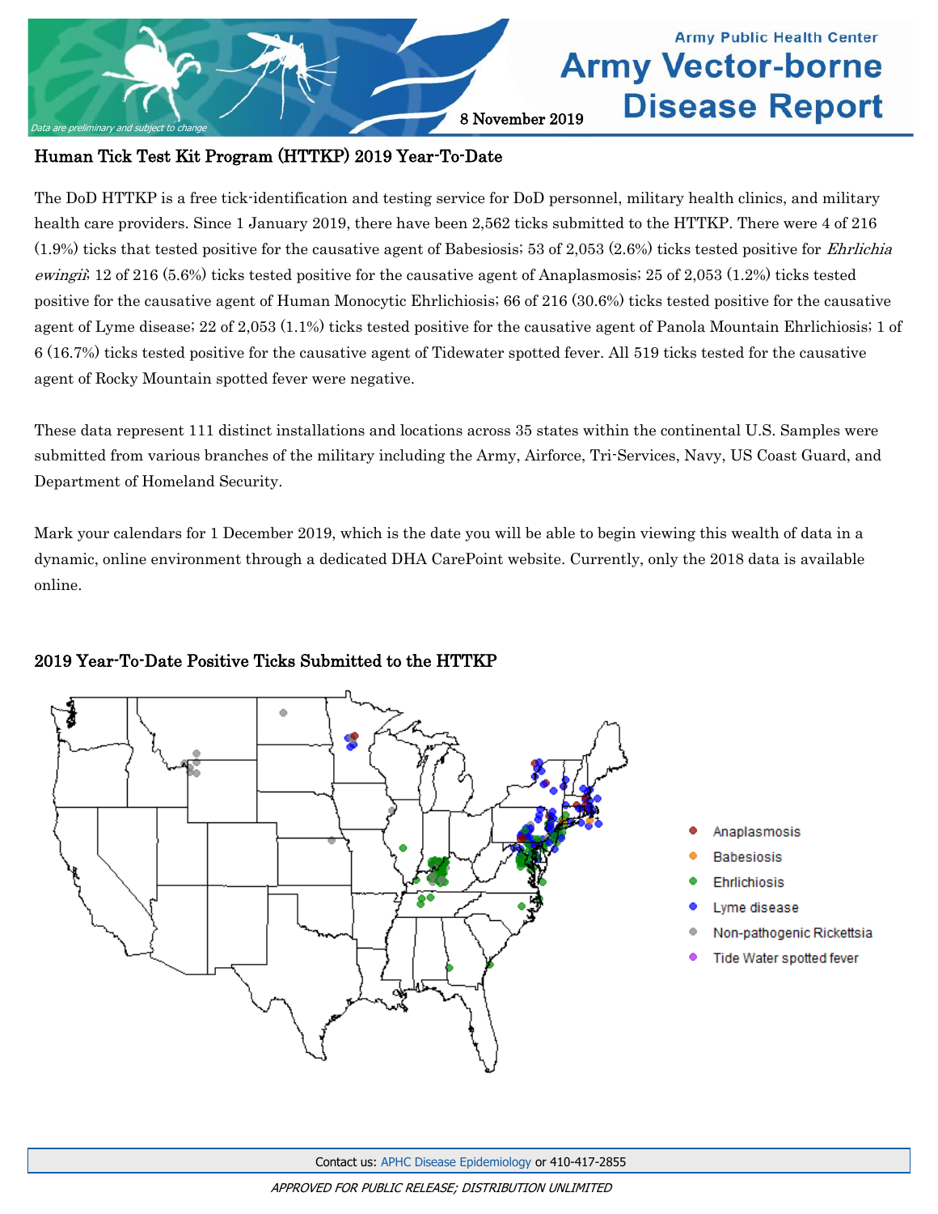# Army Vector-borne Disease Report

Army Public Health Center

8 November 2019

*Data are preliminary and subject to change*

## Human Tick Test Kit Program (HTTKP) 2019 Year-To-Date

The DoD HTTKP is a free tick-identification and testing service for DoD personnel, military health clinics, and military health care providers. Since 1 January 2019, there have been 2,562 ticks submitted to the HTTKP. There were 4 of 216 (1.9%) ticks that tested positive for the causative agent of Babesiosis; 53 of 2,053 (2.6%) ticks tested positive for *Ehrlichia ewingii*; 12 of 216 (5.6%) ticks tested positive for the causative agent of Anaplasmosis; 25 of 2,053 (1.2%) ticks tested positive for the causative agent of Human Monocytic Ehrlichiosis; 66 of 216 (30.6%) ticks tested positive for the causative agent of Lyme disease; 22 of 2,053 (1.1%) ticks tested positive for the causative agent of Panola Mountain Ehrlichiosis; 1 of 6 (16.7%) ticks tested positive for the causative agent of Tidewater spotted fever. All 519 ticks tested for the causative agent of Rocky Mountain spotted fever were negative.

These data represent 111 distinct installations and locations across 35 states within the continental U.S. Samples were submitted from various branches of the military including the Army, Airforce, Tri-Services, Navy, US Coast Guard, and Department of Homeland Security.

Mark your calendars for 1 December 2019, which is the date you will be able to begin viewing this wealth of data in a dynamic, online environment through a dedicated DHA CarePoint website. Currently, only the 2018 data is available online.

## 2019 Year-To-Date Positive Ticks Submitted to the HTTKP

Anaplasmosis
Babesiosis
Ehrlichiosis
Lyme disease
Non-pathogenic Rickettsia
Tide Water spotted fever

Contact us: APHC Disease Epidemiology or 410-417-2855

*APPROVED FOR PUBLIC RELEASE; DISTRIBUTION UNLIMITED*